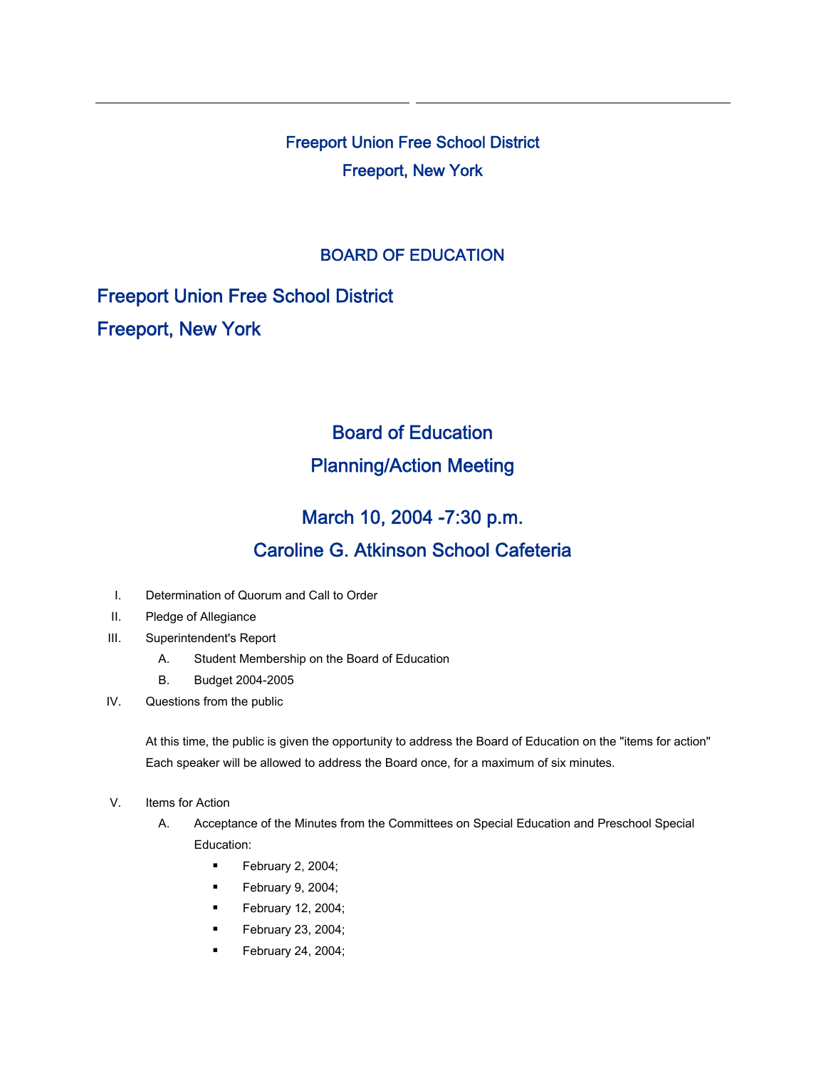Freeport Union Free School District
Freeport, New York

BOARD OF EDUCATION

## Freeport Union Free School District
## Freeport, New York

# Board of Education
# Planning/Action Meeting

## March 10, 2004 -7:30 p.m.
## Caroline G. Atkinson School Cafeteria

I. Determination of Quorum and Call to Order

II. Pledge of Allegiance

III. Superintendent's Report
   - A. Student Membership on the Board of Education
   - B. Budget 2004-2005

IV. Questions from the public

   At this time, the public is given the opportunity to address the Board of Education on the "items for action" Each speaker will be allowed to address the Board once, for a maximum of six minutes.

V. Items for Action
   - A. Acceptance of the Minutes from the Committees on Special Education and Preschool Special Education:
     - February 2, 2004;
     - February 9, 2004;
     - February 12, 2004;
     - February 23, 2004;
     - February 24, 2004;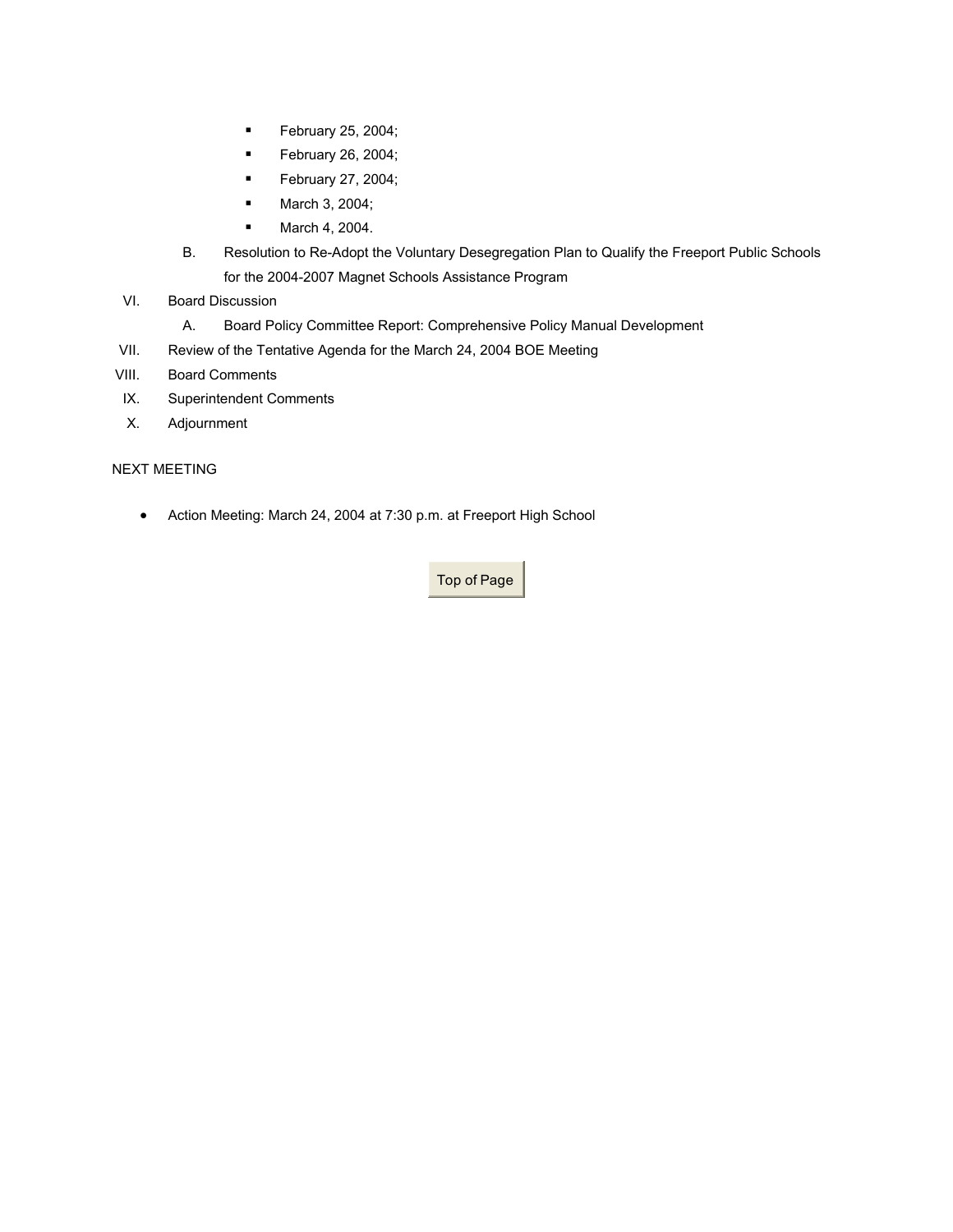- February 25, 2004;
   - February 26, 2004;
   - February 27, 2004;
   - March 3, 2004;
   - March 4, 2004.

B. Resolution to Re-Adopt the Voluntary Desegregation Plan to Qualify the Freeport Public Schools for the 2004-2007 Magnet Schools Assistance Program

VI. Board Discussion

   A. Board Policy Committee Report: Comprehensive Policy Manual Development

VII. Review of the Tentative Agenda for the March 24, 2004 BOE Meeting

VIII. Board Comments

IX. Superintendent Comments

X. Adjournment

NEXT MEETING

- Action Meeting: March 24, 2004 at 7:30 p.m. at Freeport High School

Top of Page